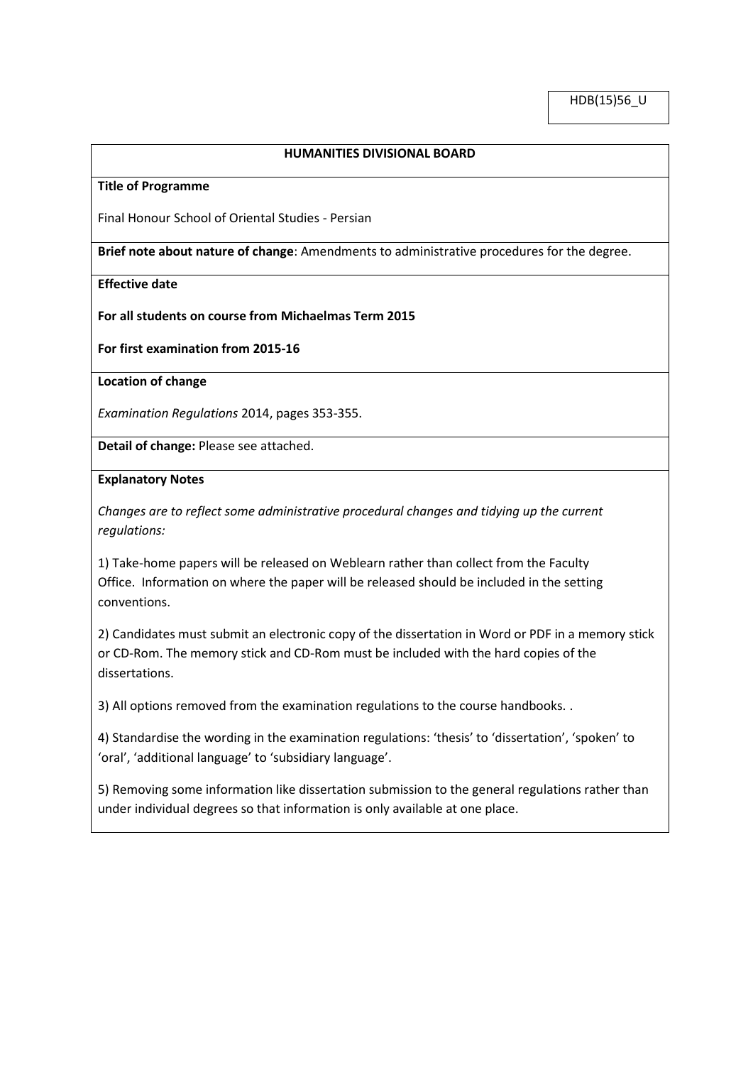HDB(15)56_U

## HUMANITIES DIVISIONAL BOARD

**Title of Programme**

Final Honour School of Oriental Studies - Persian

**Brief note about nature of change**: Amendments to administrative procedures for the degree.

**Effective date**

**For all students on course from Michaelmas Term 2015**

**For first examination from 2015-16**

**Location of change**

*Examination Regulations* 2014, pages 353-355.

**Detail of change:** Please see attached.

**Explanatory Notes**

*Changes are to reflect some administrative procedural changes and tidying up the current regulations:*

1) Take-home papers will be released on Weblearn rather than collect from the Faculty Office. Information on where the paper will be released should be included in the setting conventions.

2) Candidates must submit an electronic copy of the dissertation in Word or PDF in a memory stick or CD-Rom. The memory stick and CD-Rom must be included with the hard copies of the dissertations.

3) All options removed from the examination regulations to the course handbooks. .

4) Standardise the wording in the examination regulations: 'thesis' to 'dissertation', 'spoken' to 'oral', 'additional language' to 'subsidiary language'.

5) Removing some information like dissertation submission to the general regulations rather than under individual degrees so that information is only available at one place.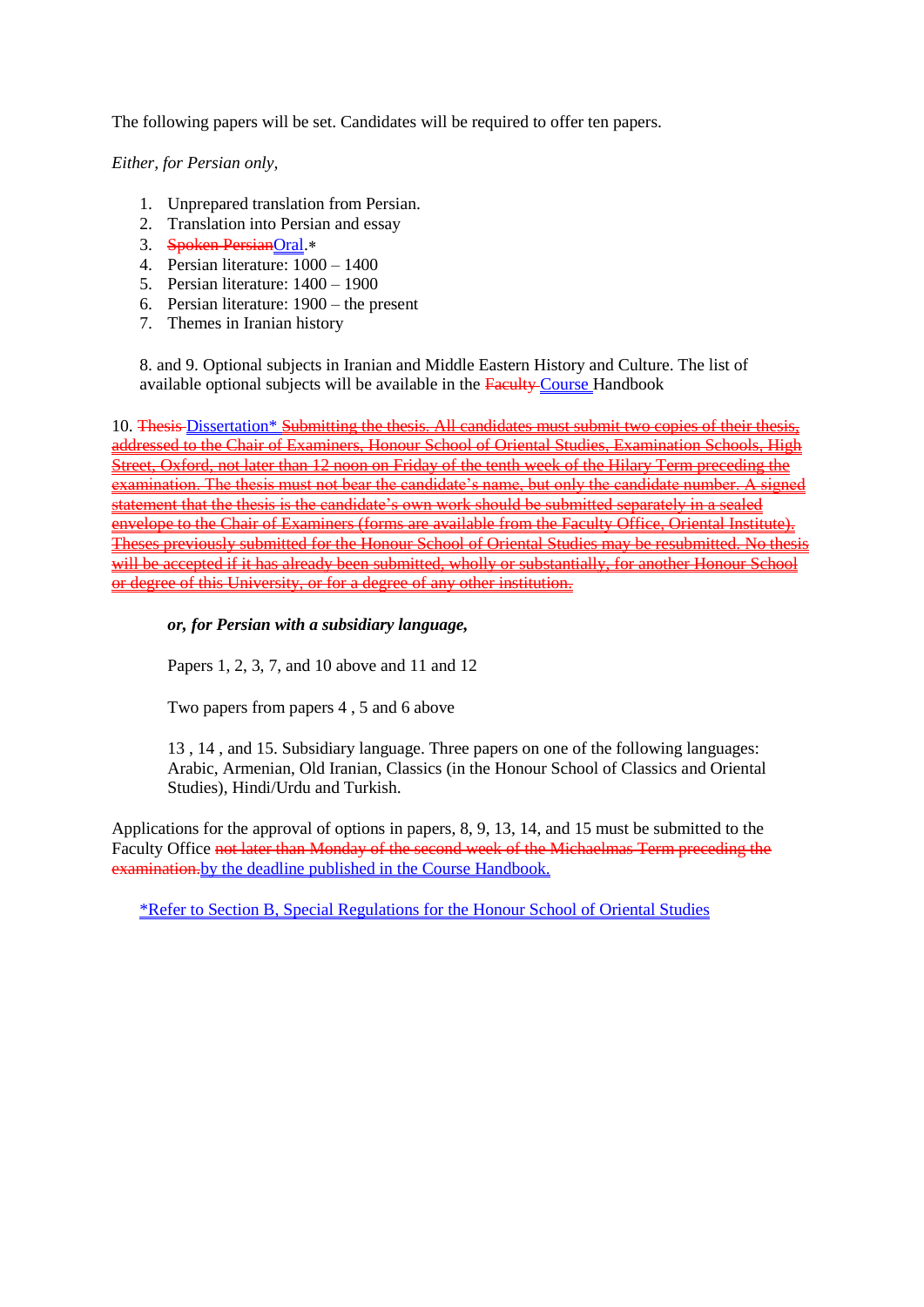The following papers will be set. Candidates will be required to offer ten papers.

*Either, for Persian only,*

1. Unprepared translation from Persian.
2. Translation into Persian and essay
3. ~~Spoken Persian~~Oral.*
4. Persian literature: 1000 – 1400
5. Persian literature: 1400 – 1900
6. Persian literature: 1900 – the present
7. Themes in Iranian history

8. and 9. Optional subjects in Iranian and Middle Eastern History and Culture. The list of available optional subjects will be available in the ~~Faculty~~ Course Handbook

10. ~~Thesis~~ Dissertation* ~~Submitting the thesis. All candidates must submit two copies of their thesis, addressed to the Chair of Examiners, Honour School of Oriental Studies, Examination Schools, High Street, Oxford, not later than 12 noon on Friday of the tenth week of the Hilary Term preceding the examination. The thesis must not bear the candidate's name, but only the candidate number. A signed statement that the thesis is the candidate's own work should be submitted separately in a sealed envelope to the Chair of Examiners (forms are available from the Faculty Office, Oriental Institute). Theses previously submitted for the Honour School of Oriental Studies may be resubmitted. No thesis will be accepted if it has already been submitted, wholly or substantially, for another Honour School or degree of this University, or for a degree of any other institution.~~

***or, for Persian with a subsidiary language,***

Papers 1, 2, 3, 7, and 10 above and 11 and 12

Two papers from papers 4 , 5 and 6 above

13 , 14 , and 15. Subsidiary language. Three papers on one of the following languages: Arabic, Armenian, Old Iranian, Classics (in the Honour School of Classics and Oriental Studies), Hindi/Urdu and Turkish.

Applications for the approval of options in papers, 8, 9, 13, 14, and 15 must be submitted to the Faculty Office ~~not later than Monday of the second week of the Michaelmas Term preceding the examination.~~by the deadline published in the Course Handbook.

*Refer to Section B, Special Regulations for the Honour School of Oriental Studies